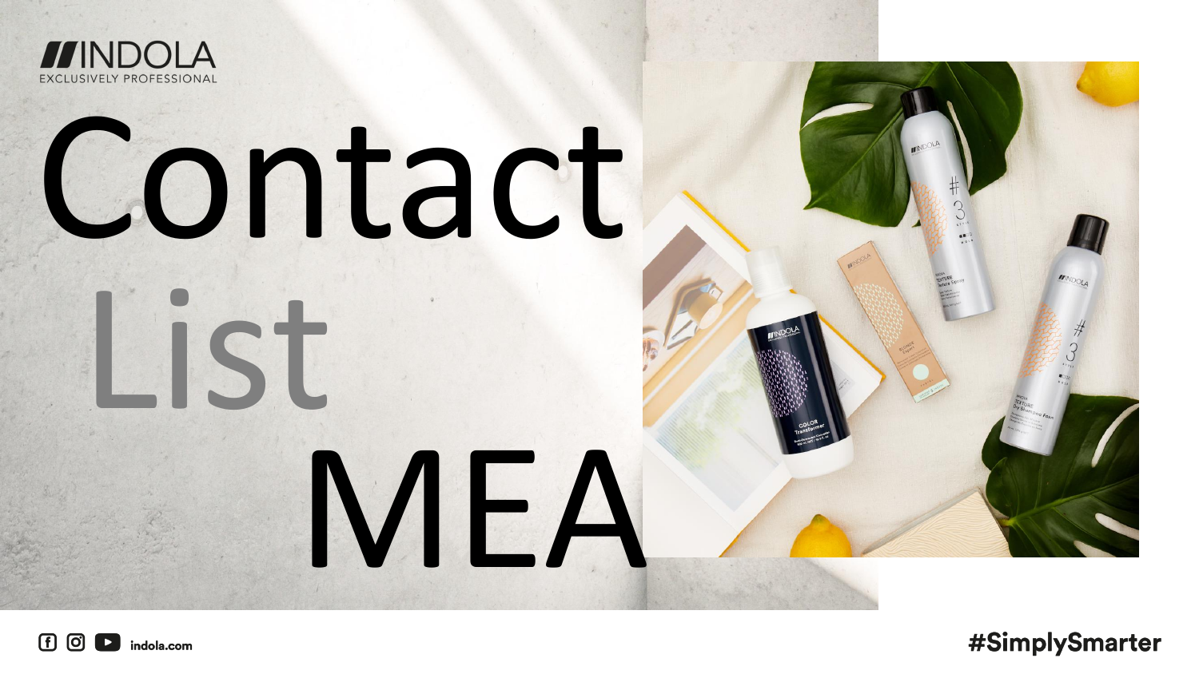INDOLA
EXCLUSIVELY PROFESSIONAL

# Contact List MEA

indola.com

#SimplySmarter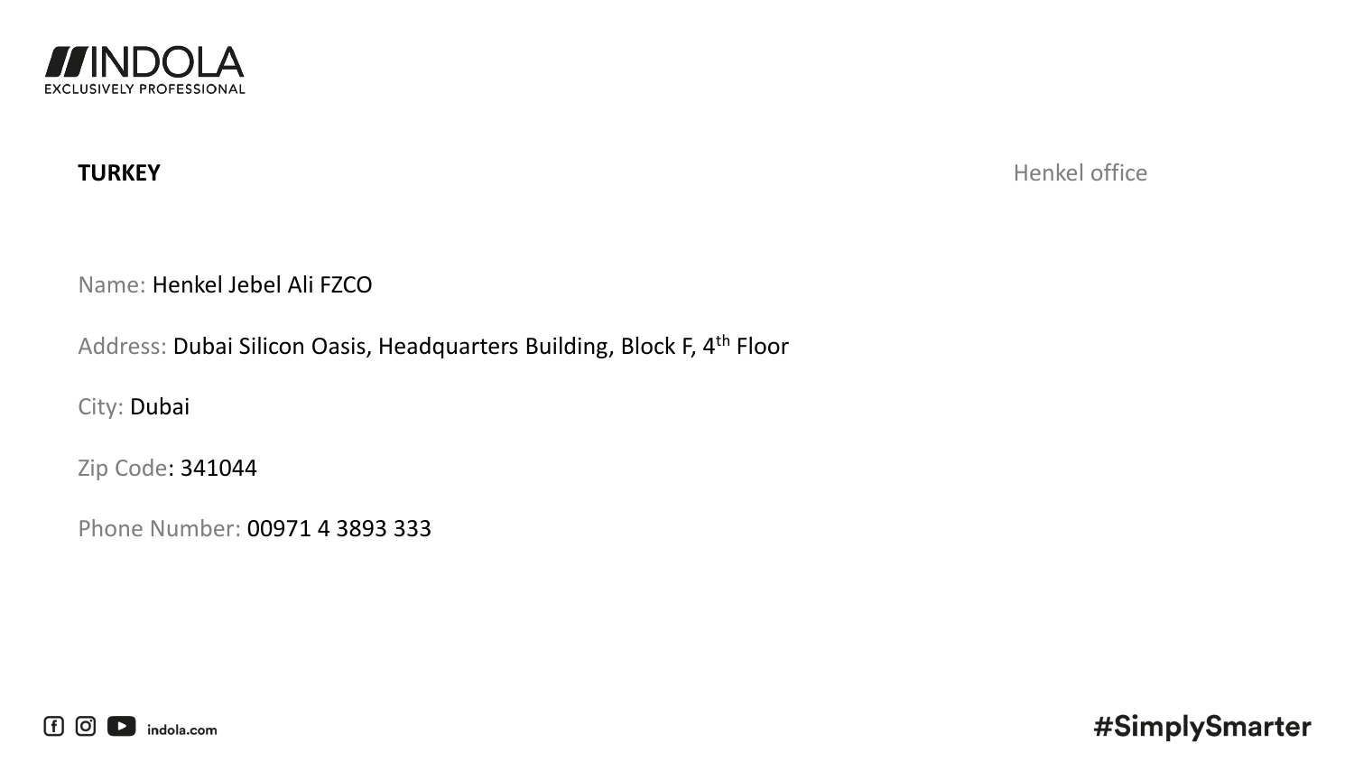**TURKEY**

Henkel office

Name: Henkel Jebel Ali FZCO

Address: Dubai Silicon Oasis, Headquarters Building, Block F, 4th Floor

City: Dubai

Zip Code: 341044

Phone Number: 00971 4 3893 333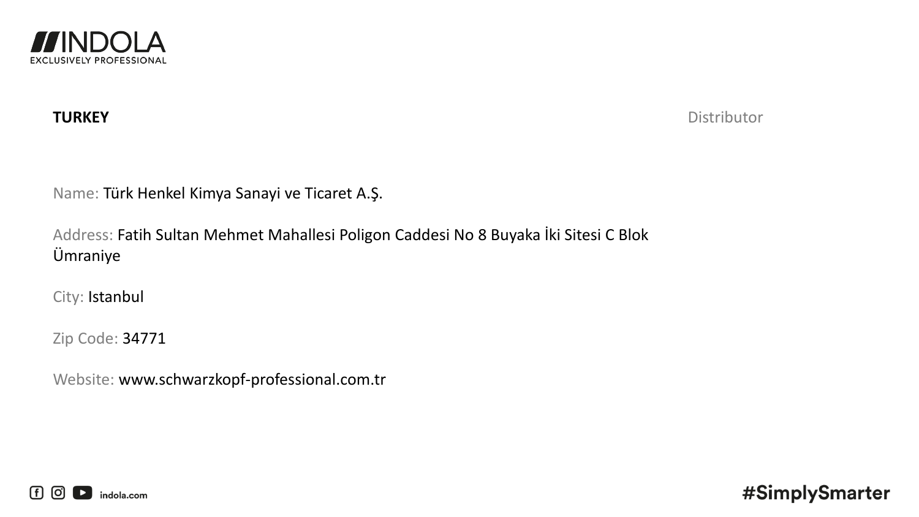**TURKEY**

Distributor

Name: Türk Henkel Kimya Sanayi ve Ticaret A.Ş.

Address: Fatih Sultan Mehmet Mahallesi Poligon Caddesi No 8 Buyaka İki Sitesi C Blok Ümraniye

City: Istanbul

Zip Code: 34771

Website: www.schwarzkopf-professional.com.tr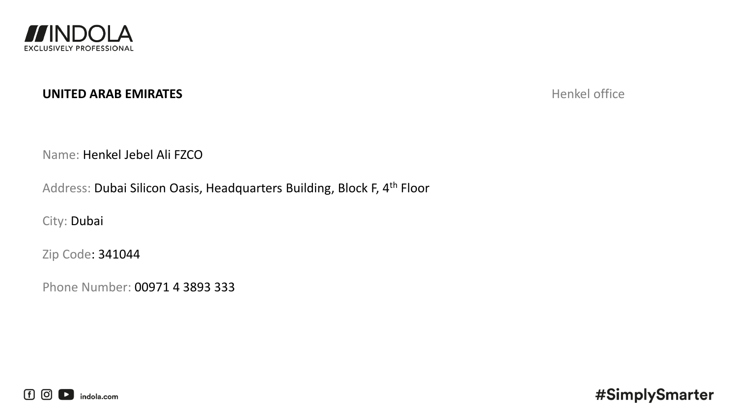**UNITED ARAB EMIRATES**

Henkel office

Name: Henkel Jebel Ali FZCO

Address: Dubai Silicon Oasis, Headquarters Building, Block F, 4th Floor

City: Dubai

Zip Code: 341044

Phone Number: 00971 4 3893 333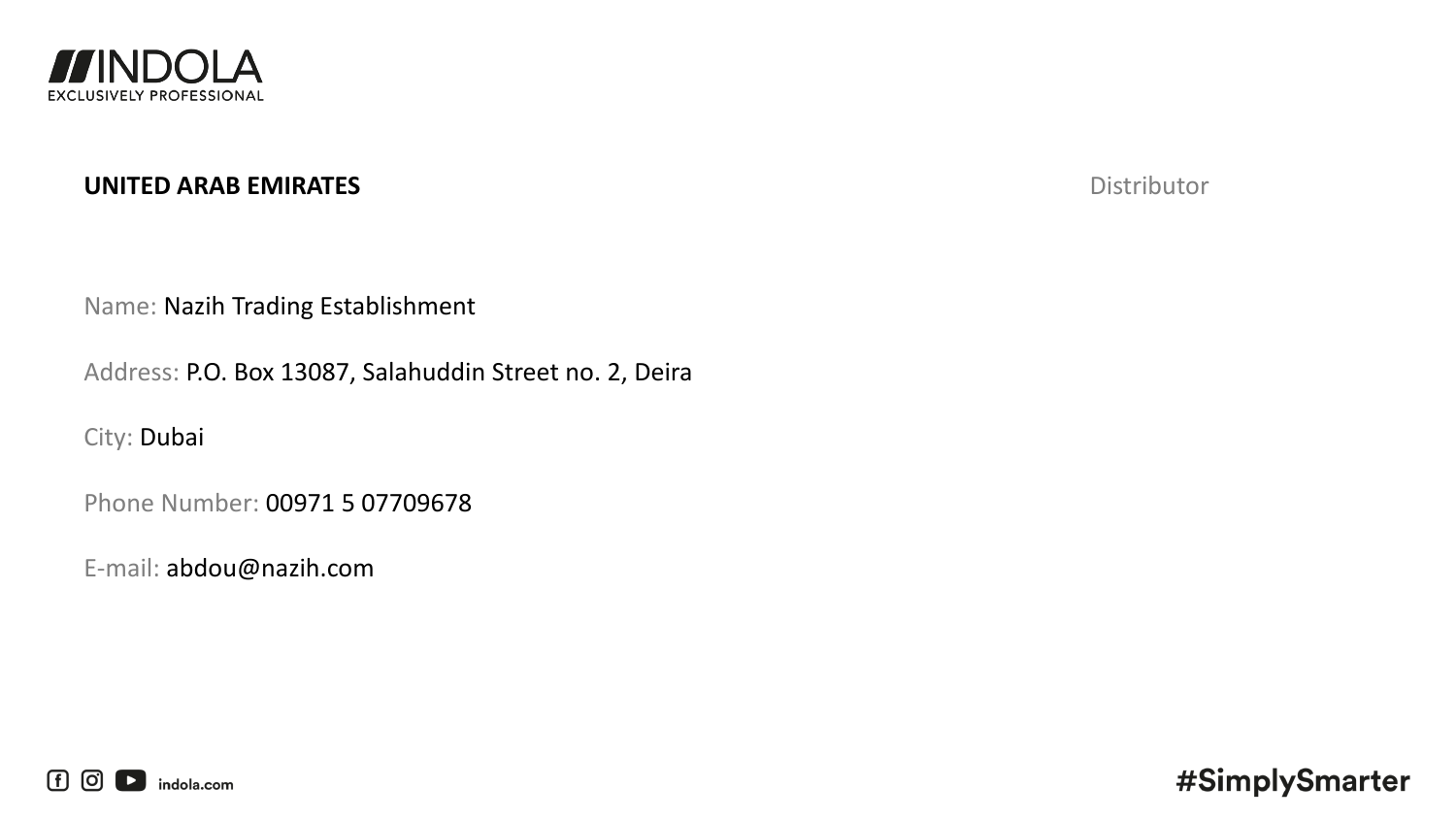## UNITED ARAB EMIRATES

Distributor

Name: Nazih Trading Establishment

Address: P.O. Box 13087, Salahuddin Street no. 2, Deira

City: Dubai

Phone Number: 00971 5 07709678

E-mail: abdou@nazih.com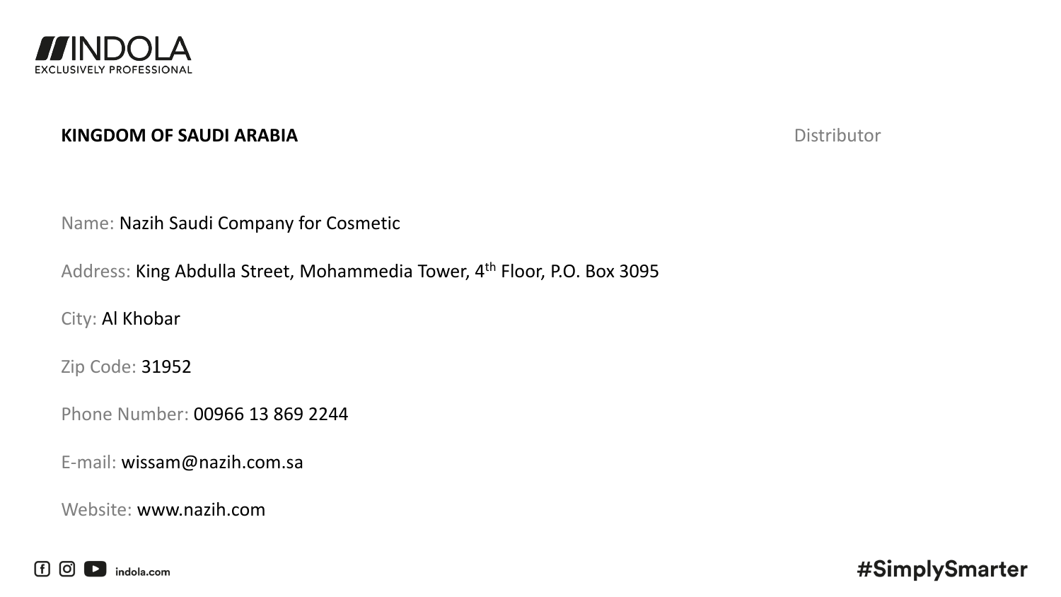**KINGDOM OF SAUDI ARABIA**

Distributor

Name: Nazih Saudi Company for Cosmetic

Address: King Abdulla Street, Mohammedia Tower, 4th Floor, P.O. Box 3095

City: Al Khobar

Zip Code: 31952

Phone Number: 00966 13 869 2244

E-mail: wissam@nazih.com.sa

Website: www.nazih.com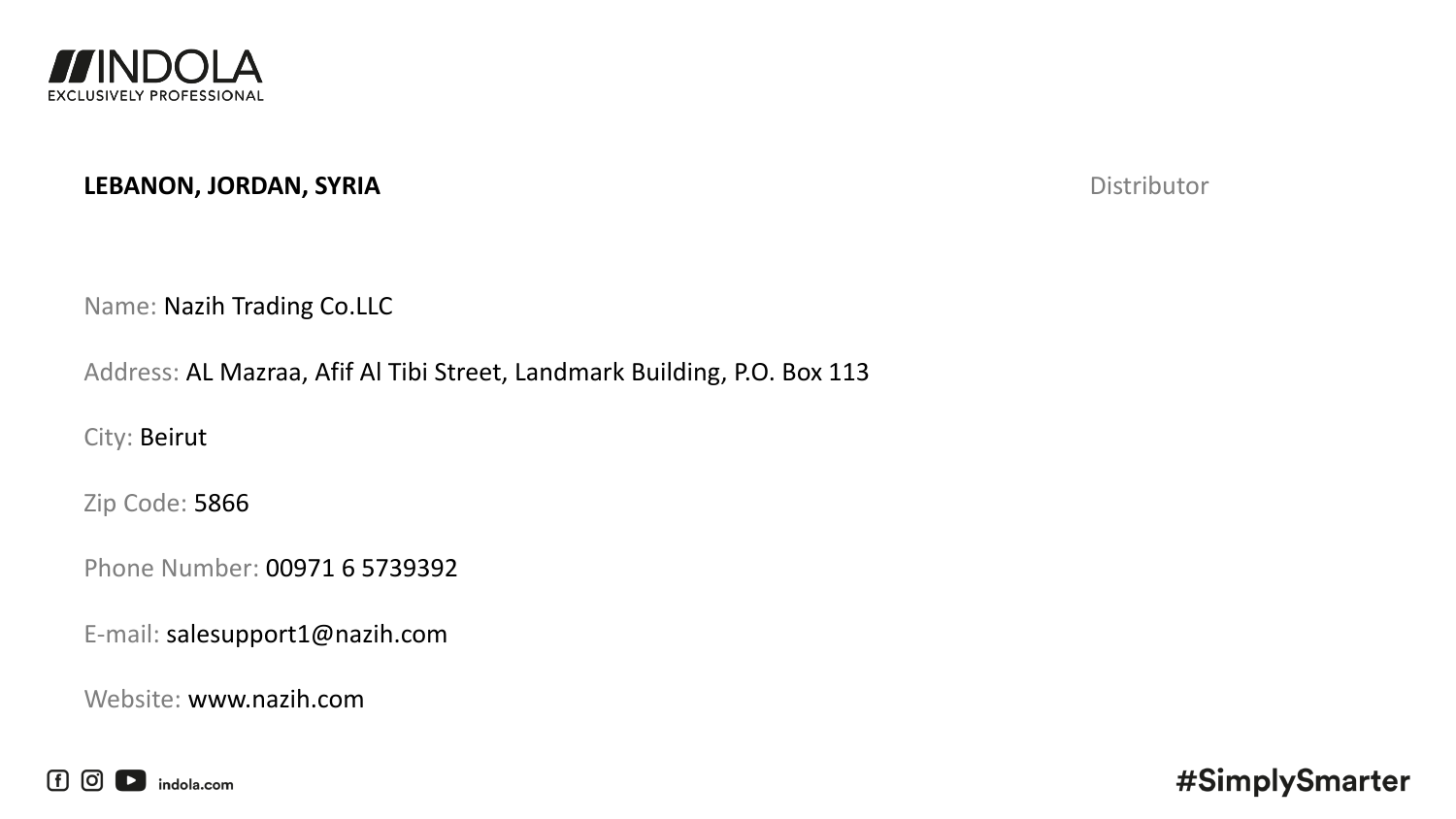**LEBANON, JORDAN, SYRIA**

Distributor

Name: Nazih Trading Co.LLC

Address: AL Mazraa, Afif Al Tibi Street, Landmark Building, P.O. Box 113

City: Beirut

Zip Code: 5866

Phone Number: 00971 6 5739392

E-mail: salesupport1@nazih.com

Website: www.nazih.com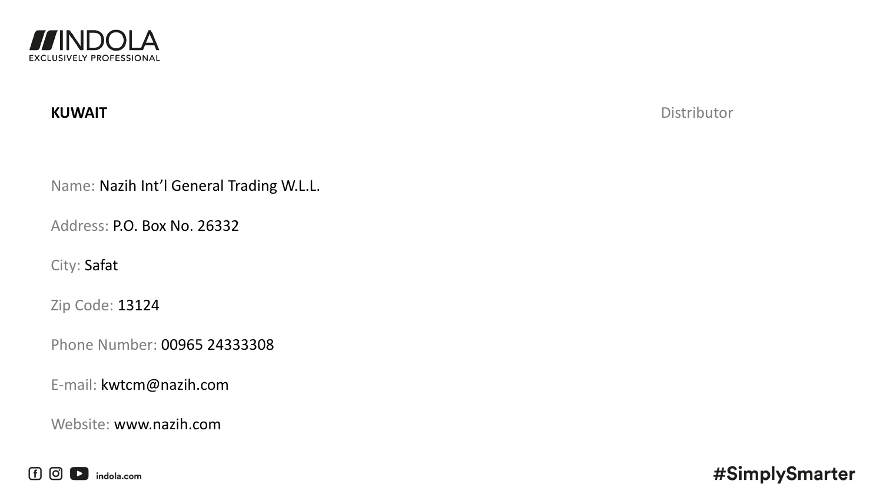**KUWAIT**

Distributor

Name: Nazih Int'l General Trading W.L.L.

Address: P.O. Box No. 26332

City: Safat

Zip Code: 13124

Phone Number: 00965 24333308

E-mail: kwtcm@nazih.com

Website: www.nazih.com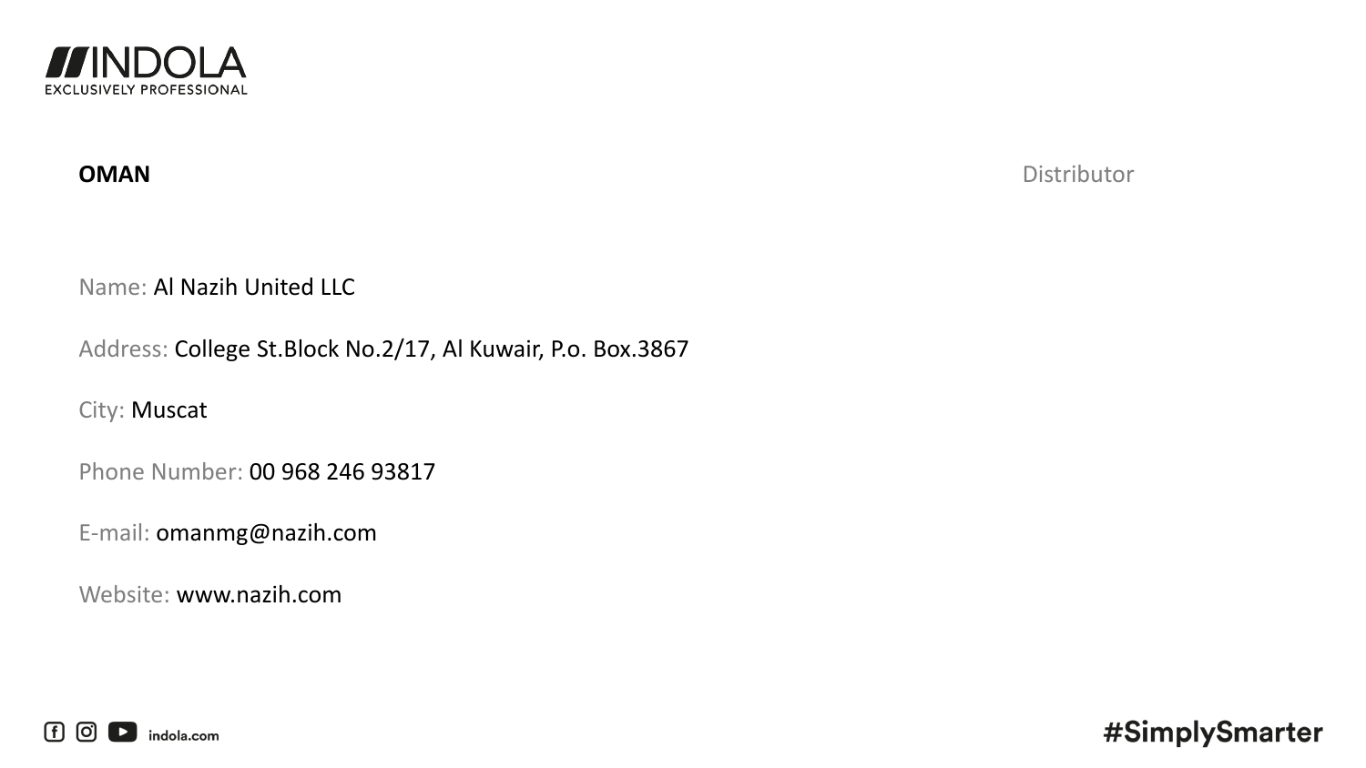**OMAN** Distributor

Name: Al Nazih United LLC

Address: College St.Block No.2/17, Al Kuwair, P.o. Box.3867

City: Muscat

Phone Number: 00 968 246 93817

E-mail: omanmg@nazih.com

Website: www.nazih.com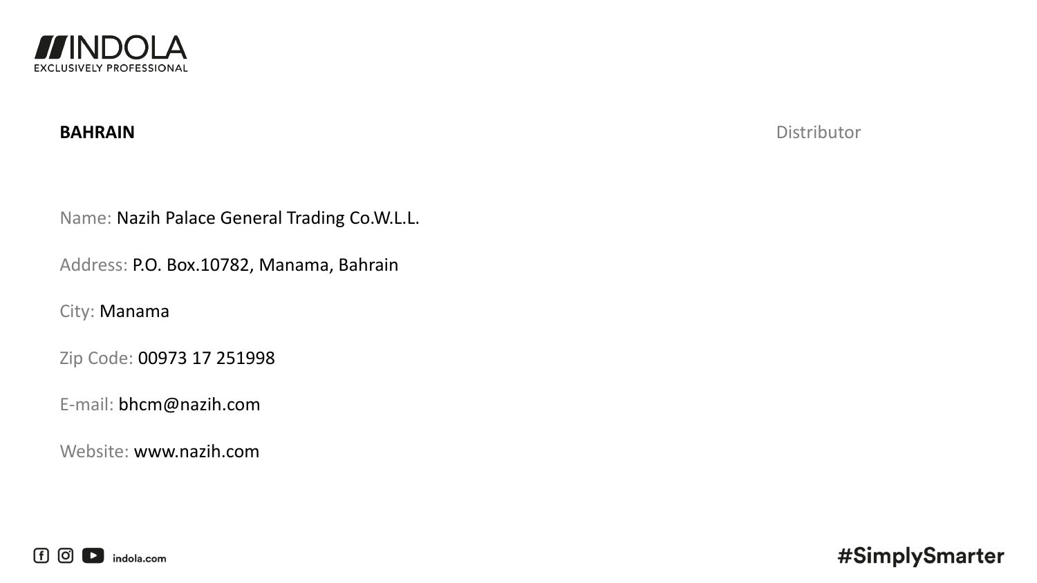**BAHRAIN**

Distributor

Name: Nazih Palace General Trading Co.W.L.L.

Address: P.O. Box.10782, Manama, Bahrain

City: Manama

Zip Code: 00973 17 251998

E-mail: bhcm@nazih.com

Website: www.nazih.com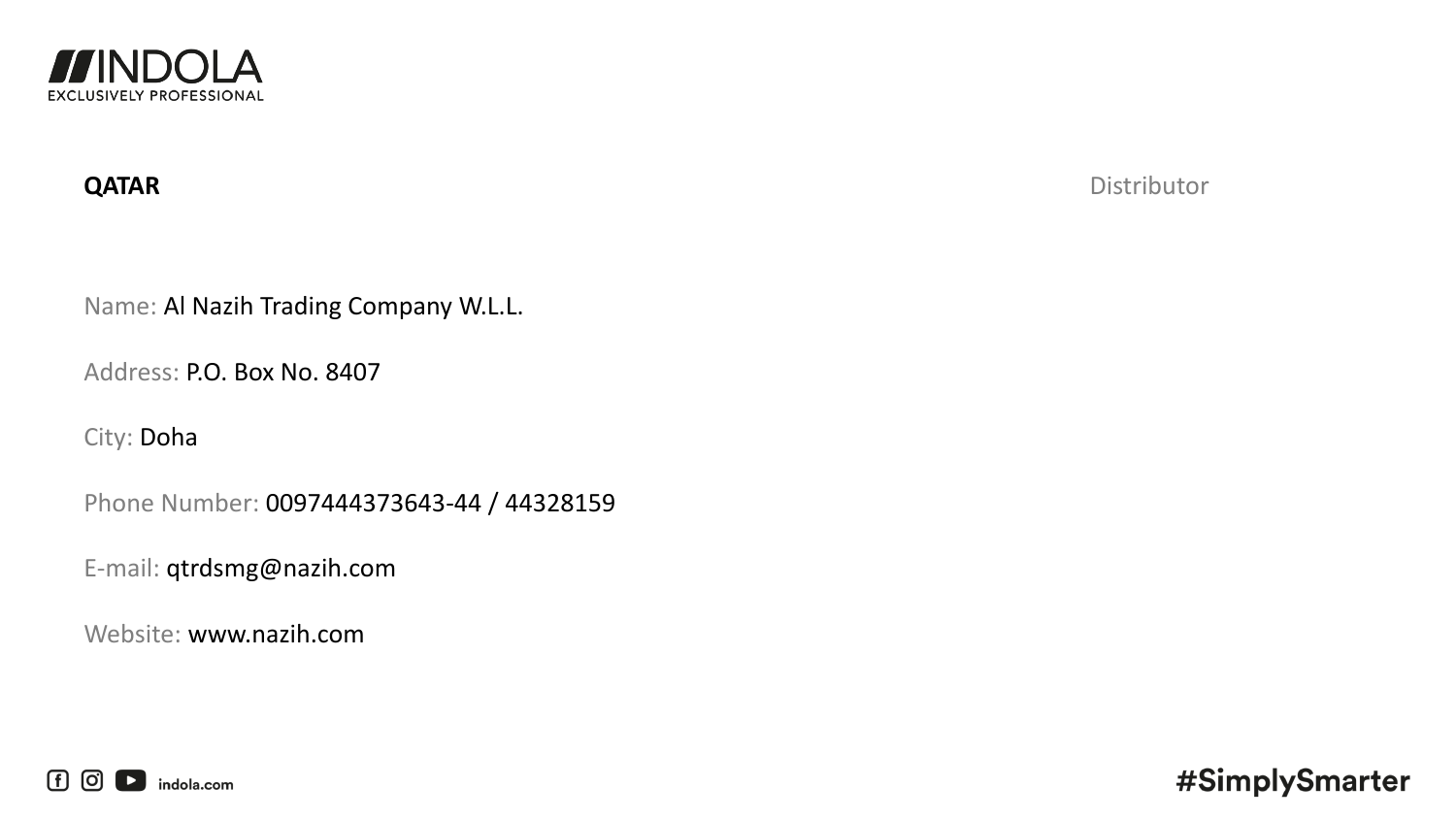## QATAR

Distributor

Name: Al Nazih Trading Company W.L.L.

Address: P.O. Box No. 8407

City: Doha

Phone Number: 0097444373643-44 / 44328159

E-mail: qtrdsmg@nazih.com

Website: www.nazih.com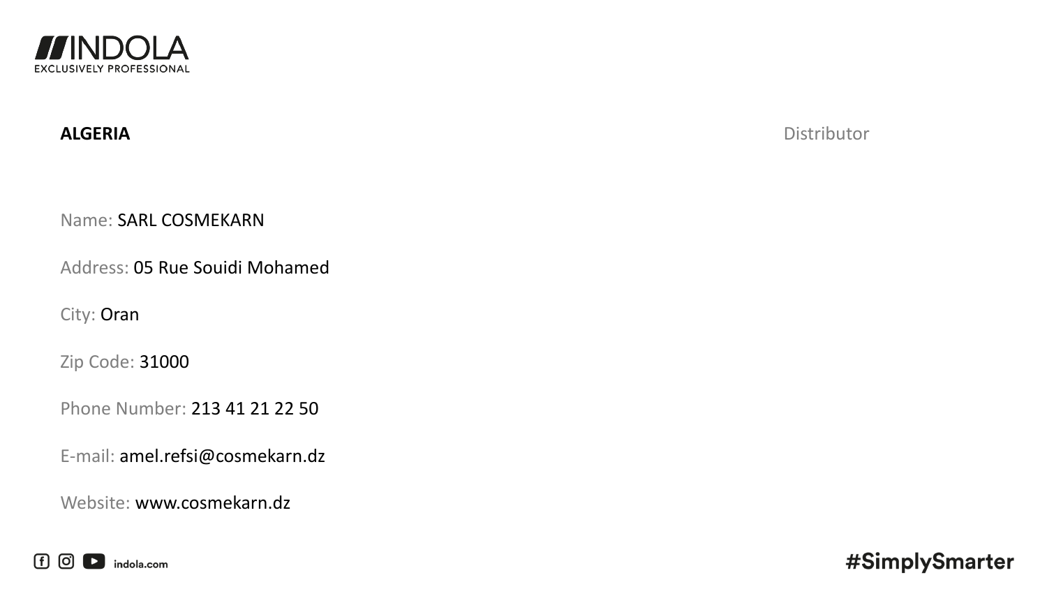**ALGERIA**

Distributor

Name: SARL COSMEKARN

Address: 05 Rue Souidi Mohamed

City: Oran

Zip Code: 31000

Phone Number: 213 41 21 22 50

E-mail: amel.refsi@cosmekarn.dz

Website: www.cosmekarn.dz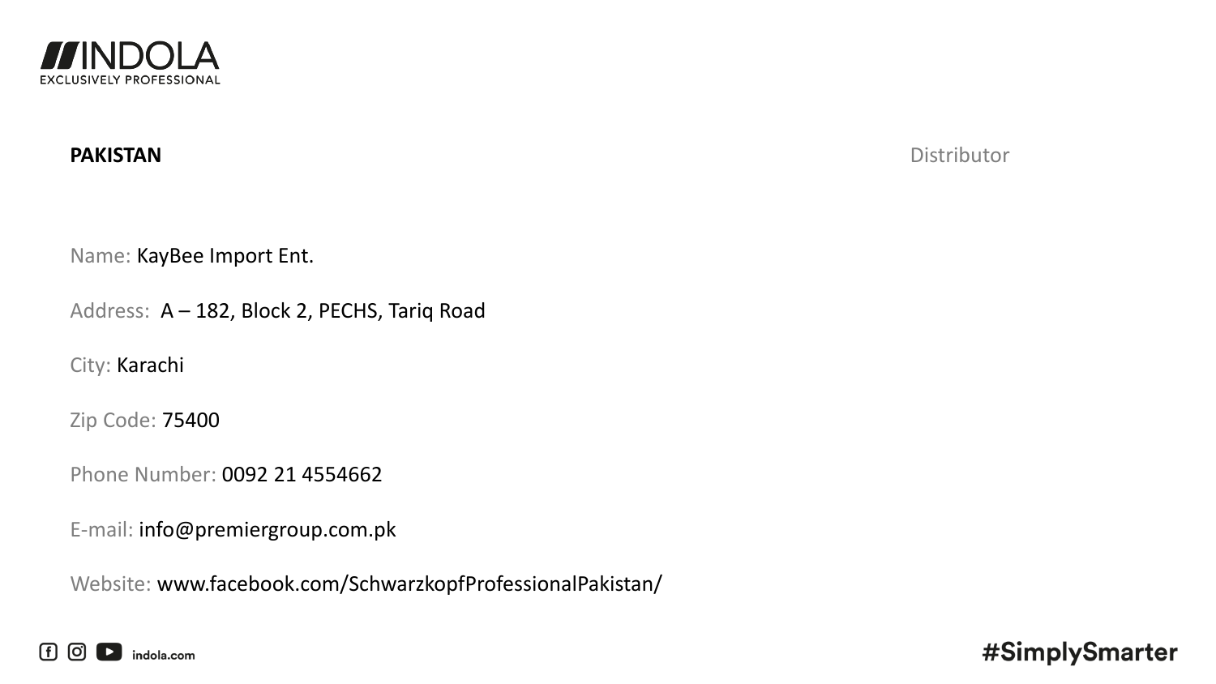**PAKISTAN**

Distributor

Name: KayBee Import Ent.

Address: A – 182, Block 2, PECHS, Tariq Road

City: Karachi

Zip Code: 75400

Phone Number: 0092 21 4554662

E-mail: info@premiergroup.com.pk

Website: www.facebook.com/SchwarzkopfProfessionalPakistan/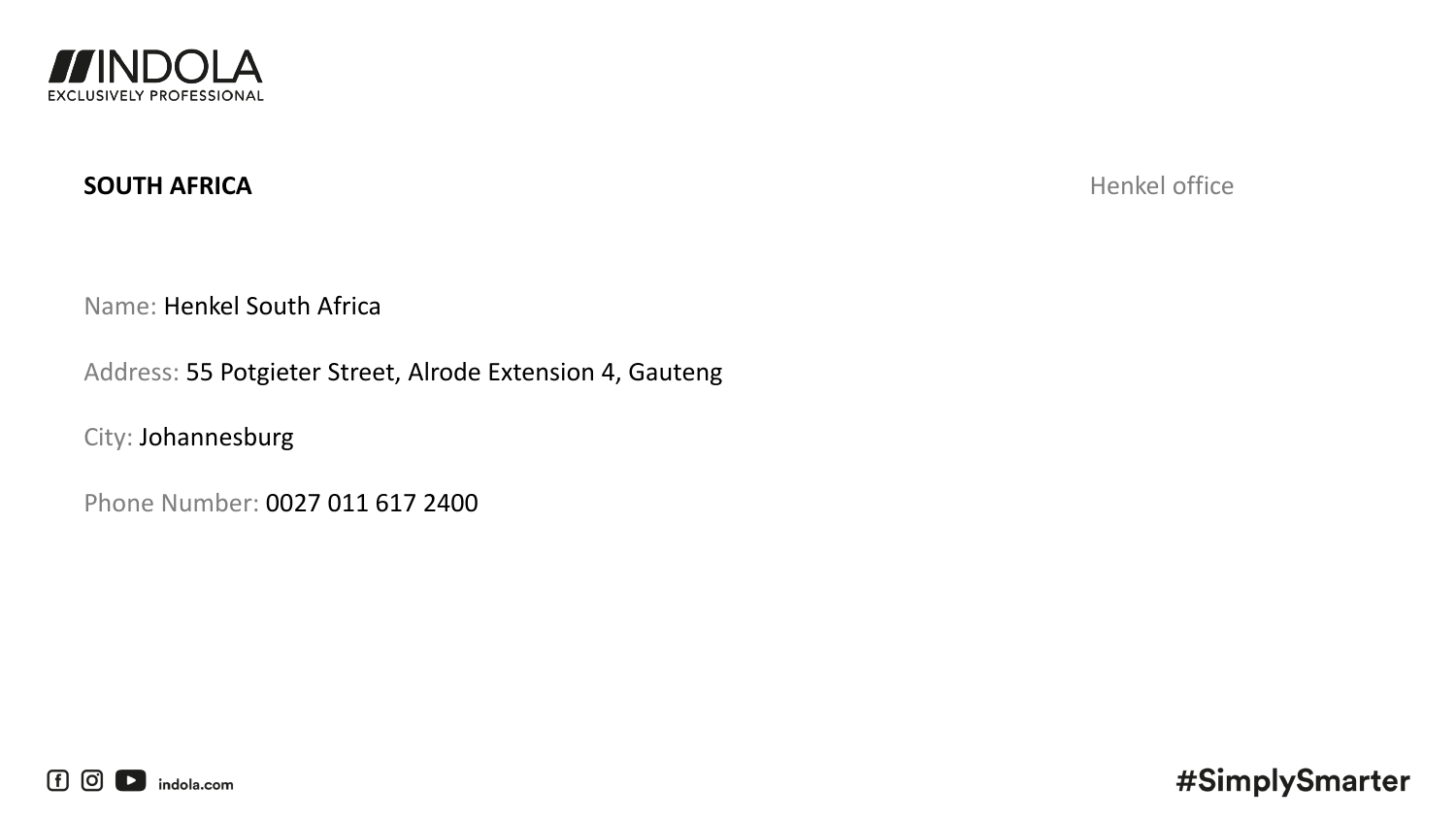**SOUTH AFRICA**

Henkel office

Name: Henkel South Africa

Address: 55 Potgieter Street, Alrode Extension 4, Gauteng

City: Johannesburg

Phone Number: 0027 011 617 2400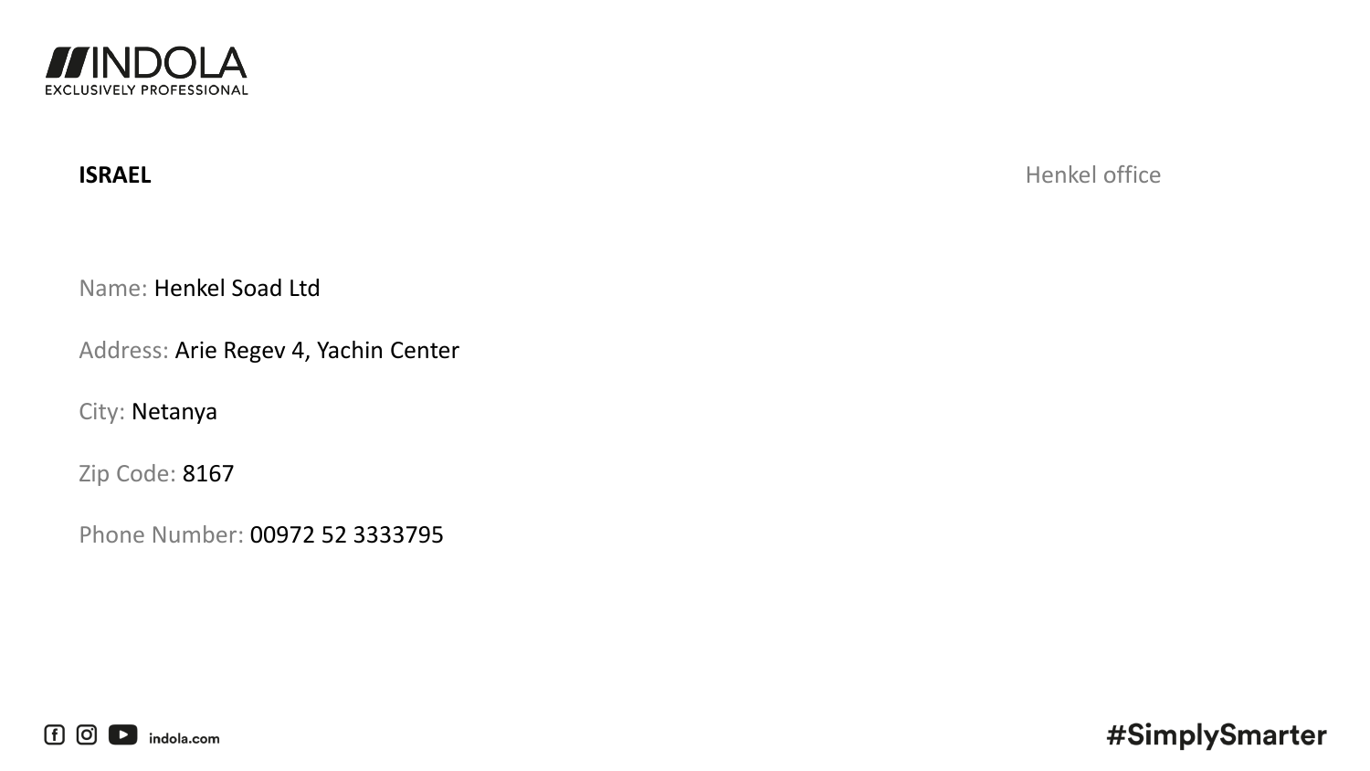**ISRAEL**

Henkel office

Name: Henkel Soad Ltd

Address: Arie Regev 4, Yachin Center

City: Netanya

Zip Code: 8167

Phone Number: 00972 52 3333795